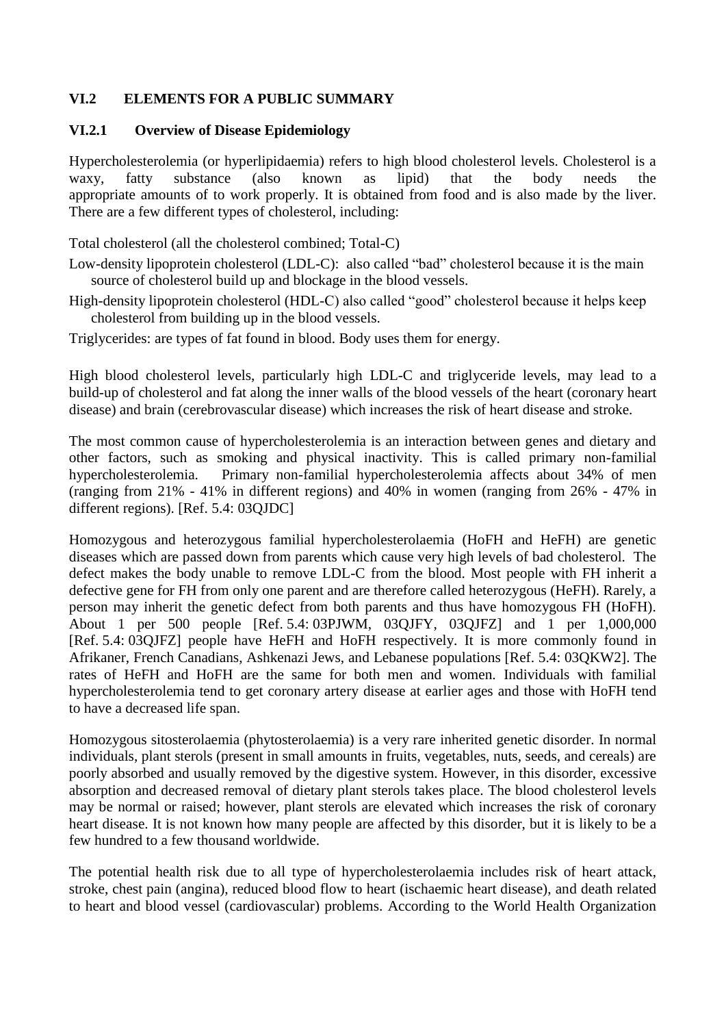## VI.2 ELEMENTS FOR A PUBLIC SUMMARY

### VI.2.1 Overview of Disease Epidemiology

Hypercholesterolemia (or hyperlipidaemia) refers to high blood cholesterol levels. Cholesterol is a waxy, fatty substance (also known as lipid) that the body needs the appropriate amounts of to work properly. It is obtained from food and is also made by the liver. There are a few different types of cholesterol, including:

Total cholesterol (all the cholesterol combined; Total-C)

Low-density lipoprotein cholesterol (LDL-C): also called "bad" cholesterol because it is the main source of cholesterol build up and blockage in the blood vessels.

High-density lipoprotein cholesterol (HDL-C) also called "good" cholesterol because it helps keep cholesterol from building up in the blood vessels.

Triglycerides: are types of fat found in blood. Body uses them for energy.

High blood cholesterol levels, particularly high LDL-C and triglyceride levels, may lead to a build-up of cholesterol and fat along the inner walls of the blood vessels of the heart (coronary heart disease) and brain (cerebrovascular disease) which increases the risk of heart disease and stroke.

The most common cause of hypercholesterolemia is an interaction between genes and dietary and other factors, such as smoking and physical inactivity. This is called primary non-familial hypercholesterolemia. Primary non-familial hypercholesterolemia affects about 34% of men (ranging from 21% - 41% in different regions) and 40% in women (ranging from 26% - 47% in different regions). [Ref. 5.4: 03QJDC]

Homozygous and heterozygous familial hypercholesterolaemia (HoFH and HeFH) are genetic diseases which are passed down from parents which cause very high levels of bad cholesterol. The defect makes the body unable to remove LDL-C from the blood. Most people with FH inherit a defective gene for FH from only one parent and are therefore called heterozygous (HeFH). Rarely, a person may inherit the genetic defect from both parents and thus have homozygous FH (HoFH). About 1 per 500 people [Ref. 5.4: 03PJWM, 03QJFY, 03QJFZ] and 1 per 1,000,000 [Ref. 5.4: 03QJFZ] people have HeFH and HoFH respectively. It is more commonly found in Afrikaner, French Canadians, Ashkenazi Jews, and Lebanese populations [Ref. 5.4: 03QKW2]. The rates of HeFH and HoFH are the same for both men and women. Individuals with familial hypercholesterolemia tend to get coronary artery disease at earlier ages and those with HoFH tend to have a decreased life span.

Homozygous sitosterolaemia (phytosterolaemia) is a very rare inherited genetic disorder. In normal individuals, plant sterols (present in small amounts in fruits, vegetables, nuts, seeds, and cereals) are poorly absorbed and usually removed by the digestive system. However, in this disorder, excessive absorption and decreased removal of dietary plant sterols takes place. The blood cholesterol levels may be normal or raised; however, plant sterols are elevated which increases the risk of coronary heart disease. It is not known how many people are affected by this disorder, but it is likely to be a few hundred to a few thousand worldwide.

The potential health risk due to all type of hypercholesterolaemia includes risk of heart attack, stroke, chest pain (angina), reduced blood flow to heart (ischaemic heart disease), and death related to heart and blood vessel (cardiovascular) problems. According to the World Health Organization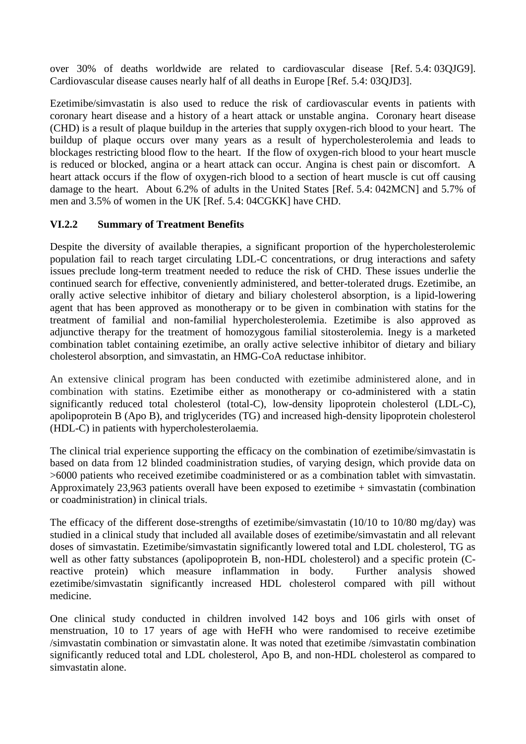over 30% of deaths worldwide are related to cardiovascular disease [Ref. 5.4: 03QJG9]. Cardiovascular disease causes nearly half of all deaths in Europe [Ref. 5.4: 03QJD3].

Ezetimibe/simvastatin is also used to reduce the risk of cardiovascular events in patients with coronary heart disease and a history of a heart attack or unstable angina. Coronary heart disease (CHD) is a result of plaque buildup in the arteries that supply oxygen-rich blood to your heart. The buildup of plaque occurs over many years as a result of hypercholesterolemia and leads to blockages restricting blood flow to the heart. If the flow of oxygen-rich blood to your heart muscle is reduced or blocked, angina or a heart attack can occur. Angina is chest pain or discomfort. A heart attack occurs if the flow of oxygen-rich blood to a section of heart muscle is cut off causing damage to the heart. About 6.2% of adults in the United States [Ref. 5.4: 042MCN] and 5.7% of men and 3.5% of women in the UK [Ref. 5.4: 04CGKK] have CHD.

### VI.2.2 Summary of Treatment Benefits

Despite the diversity of available therapies, a significant proportion of the hypercholesterolemic population fail to reach target circulating LDL-C concentrations, or drug interactions and safety issues preclude long-term treatment needed to reduce the risk of CHD. These issues underlie the continued search for effective, conveniently administered, and better-tolerated drugs. Ezetimibe, an orally active selective inhibitor of dietary and biliary cholesterol absorption, is a lipid-lowering agent that has been approved as monotherapy or to be given in combination with statins for the treatment of familial and non-familial hypercholesterolemia. Ezetimibe is also approved as adjunctive therapy for the treatment of homozygous familial sitosterolemia. Inegy is a marketed combination tablet containing ezetimibe, an orally active selective inhibitor of dietary and biliary cholesterol absorption, and simvastatin, an HMG-CoA reductase inhibitor.

An extensive clinical program has been conducted with ezetimibe administered alone, and in combination with statins. Ezetimibe either as monotherapy or co-administered with a statin significantly reduced total cholesterol (total-C), low-density lipoprotein cholesterol (LDL-C), apolipoprotein B (Apo B), and triglycerides (TG) and increased high-density lipoprotein cholesterol (HDL-C) in patients with hypercholesterolaemia.

The clinical trial experience supporting the efficacy on the combination of ezetimibe/simvastatin is based on data from 12 blinded coadministration studies, of varying design, which provide data on >6000 patients who received ezetimibe coadministered or as a combination tablet with simvastatin. Approximately 23,963 patients overall have been exposed to ezetimibe + simvastatin (combination or coadministration) in clinical trials.

The efficacy of the different dose-strengths of ezetimibe/simvastatin (10/10 to 10/80 mg/day) was studied in a clinical study that included all available doses of ezetimibe/simvastatin and all relevant doses of simvastatin. Ezetimibe/simvastatin significantly lowered total and LDL cholesterol, TG as well as other fatty substances (apolipoprotein B, non-HDL cholesterol) and a specific protein (C-reactive protein) which measure inflammation in body. Further analysis showed ezetimibe/simvastatin significantly increased HDL cholesterol compared with pill without medicine.

One clinical study conducted in children involved 142 boys and 106 girls with onset of menstruation, 10 to 17 years of age with HeFH who were randomised to receive ezetimibe /simvastatin combination or simvastatin alone. It was noted that ezetimibe /simvastatin combination significantly reduced total and LDL cholesterol, Apo B, and non-HDL cholesterol as compared to simvastatin alone.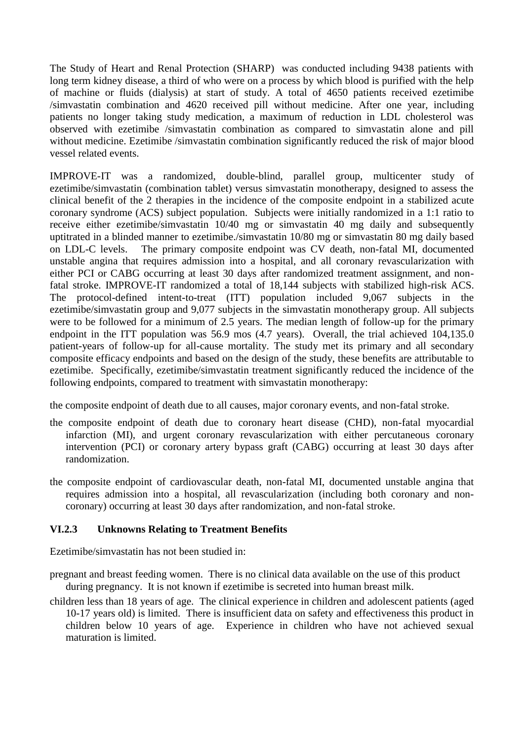The Study of Heart and Renal Protection (SHARP) was conducted including 9438 patients with long term kidney disease, a third of who were on a process by which blood is purified with the help of machine or fluids (dialysis) at start of study. A total of 4650 patients received ezetimibe /simvastatin combination and 4620 received pill without medicine. After one year, including patients no longer taking study medication, a maximum of reduction in LDL cholesterol was observed with ezetimibe /simvastatin combination as compared to simvastatin alone and pill without medicine. Ezetimibe /simvastatin combination significantly reduced the risk of major blood vessel related events.

IMPROVE-IT was a randomized, double-blind, parallel group, multicenter study of ezetimibe/simvastatin (combination tablet) versus simvastatin monotherapy, designed to assess the clinical benefit of the 2 therapies in the incidence of the composite endpoint in a stabilized acute coronary syndrome (ACS) subject population. Subjects were initially randomized in a 1:1 ratio to receive either ezetimibe/simvastatin 10/40 mg or simvastatin 40 mg daily and subsequently uptitrated in a blinded manner to ezetimibe./simvastatin 10/80 mg or simvastatin 80 mg daily based on LDL-C levels. The primary composite endpoint was CV death, non-fatal MI, documented unstable angina that requires admission into a hospital, and all coronary revascularization with either PCI or CABG occurring at least 30 days after randomized treatment assignment, and non-fatal stroke. IMPROVE-IT randomized a total of 18,144 subjects with stabilized high-risk ACS. The protocol-defined intent-to-treat (ITT) population included 9,067 subjects in the ezetimibe/simvastatin group and 9,077 subjects in the simvastatin monotherapy group. All subjects were to be followed for a minimum of 2.5 years. The median length of follow-up for the primary endpoint in the ITT population was 56.9 mos (4.7 years). Overall, the trial achieved 104,135.0 patient-years of follow-up for all-cause mortality. The study met its primary and all secondary composite efficacy endpoints and based on the design of the study, these benefits are attributable to ezetimibe. Specifically, ezetimibe/simvastatin treatment significantly reduced the incidence of the following endpoints, compared to treatment with simvastatin monotherapy:

- the composite endpoint of death due to all causes, major coronary events, and non-fatal stroke.
- the composite endpoint of death due to coronary heart disease (CHD), non-fatal myocardial infarction (MI), and urgent coronary revascularization with either percutaneous coronary intervention (PCI) or coronary artery bypass graft (CABG) occurring at least 30 days after randomization.
- the composite endpoint of cardiovascular death, non-fatal MI, documented unstable angina that requires admission into a hospital, all revascularization (including both coronary and non-coronary) occurring at least 30 days after randomization, and non-fatal stroke.

### VI.2.3 Unknowns Relating to Treatment Benefits

Ezetimibe/simvastatin has not been studied in:

- pregnant and breast feeding women. There is no clinical data available on the use of this product during pregnancy. It is not known if ezetimibe is secreted into human breast milk.
- children less than 18 years of age. The clinical experience in children and adolescent patients (aged 10-17 years old) is limited. There is insufficient data on safety and effectiveness this product in children below 10 years of age. Experience in children who have not achieved sexual maturation is limited.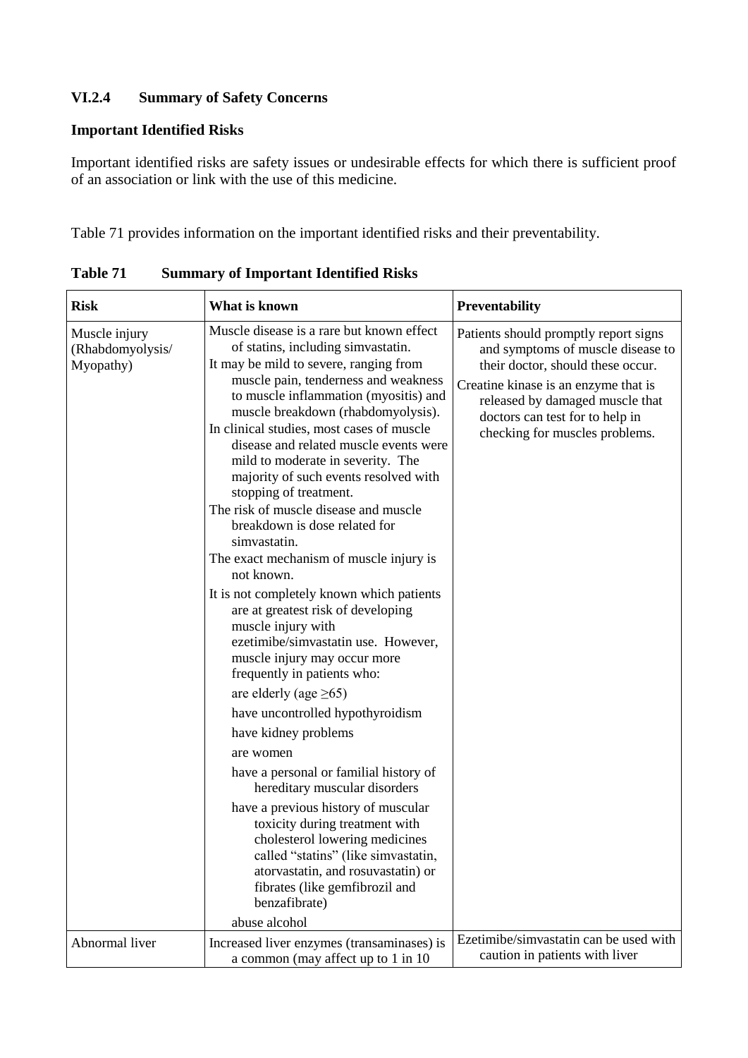### VI.2.4 Summary of Safety Concerns

**Important Identified Risks**

Important identified risks are safety issues or undesirable effects for which there is sufficient proof of an association or link with the use of this medicine.

Table 71 provides information on the important identified risks and their preventability.

**Table 71 Summary of Important Identified Risks**

| **Risk** | **What is known** | **Preventability** |
|---|---|---|
| Muscle injury (Rhabdomyolysis/ Myopathy) | Muscle disease is a rare but known effect of statins, including simvastatin.<br>It may be mild to severe, ranging from muscle pain, tenderness and weakness to muscle inflammation (myositis) and muscle breakdown (rhabdomyolysis).<br>In clinical studies, most cases of muscle disease and related muscle events were mild to moderate in severity. The majority of such events resolved with stopping of treatment.<br>The risk of muscle disease and muscle breakdown is dose related for simvastatin.<br>The exact mechanism of muscle injury is not known.<br>It is not completely known which patients are at greatest risk of developing muscle injury with ezetimibe/simvastatin use. However, muscle injury may occur more frequently in patients who:<br>are elderly (age ≥65)<br>have uncontrolled hypothyroidism<br>have kidney problems<br>are women<br>have a personal or familial history of hereditary muscular disorders<br>have a previous history of muscular toxicity during treatment with cholesterol lowering medicines called "statins" (like simvastatin, atorvastatin, and rosuvastatin) or fibrates (like gemfibrozil and benzafibrate)<br>abuse alcohol | Patients should promptly report signs and symptoms of muscle disease to their doctor, should these occur.<br>Creatine kinase is an enzyme that is released by damaged muscle that doctors can test for to help in checking for muscles problems. |
| Abnormal liver | Increased liver enzymes (transaminases) is a common (may affect up to 1 in 10 | Ezetimibe/simvastatin can be used with caution in patients with liver |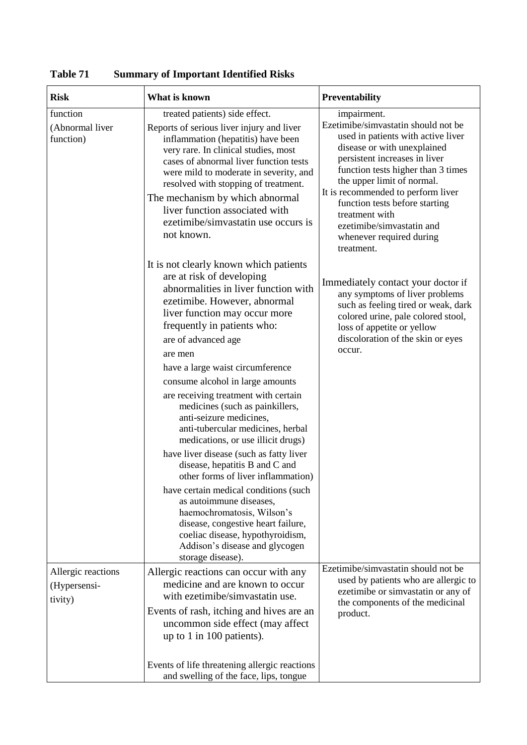**Table 71 Summary of Important Identified Risks**

| Risk | What is known | Preventability |
|---|---|---|
| function<br><br>(Abnormal liver function) | treated patients) side effect.<br><br>Reports of serious liver injury and liver inflammation (hepatitis) have been very rare. In clinical studies, most cases of abnormal liver function tests were mild to moderate in severity, and resolved with stopping of treatment.<br><br>The mechanism by which abnormal liver function associated with ezetimibe/simvastatin use occurs is not known.<br><br>It is not clearly known which patients are at risk of developing abnormalities in liver function with ezetimibe. However, abnormal liver function may occur more frequently in patients who:<br><br>are of advanced age<br><br>are men<br><br>have a large waist circumference<br><br>consume alcohol in large amounts<br><br>are receiving treatment with certain medicines (such as painkillers, anti-seizure medicines, anti-tubercular medicines, herbal medications, or use illicit drugs)<br><br>have liver disease (such as fatty liver disease, hepatitis B and C and other forms of liver inflammation)<br><br>have certain medical conditions (such as autoimmune diseases, haemochromatosis, Wilson's disease, congestive heart failure, coeliac disease, hypothyroidism, Addison's disease and glycogen storage disease). | impairment.<br><br>Ezetimibe/simvastatin should not be used in patients with active liver disease or with unexplained persistent increases in liver function tests higher than 3 times the upper limit of normal.<br><br>It is recommended to perform liver function tests before starting treatment with ezetimibe/simvastatin and whenever required during treatment.<br><br>Immediately contact your doctor if any symptoms of liver problems such as feeling tired or weak, dark colored urine, pale colored stool, loss of appetite or yellow discoloration of the skin or eyes occur. |
| Allergic reactions<br><br>(Hypersensi-tivity) | Allergic reactions can occur with any medicine and are known to occur with ezetimibe/simvastatin use.<br><br>Events of rash, itching and hives are an uncommon side effect (may affect up to 1 in 100 patients).<br><br>Events of life threatening allergic reactions and swelling of the face, lips, tongue | Ezetimibe/simvastatin should not be used by patients who are allergic to ezetimibe or simvastatin or any of the components of the medicinal product. |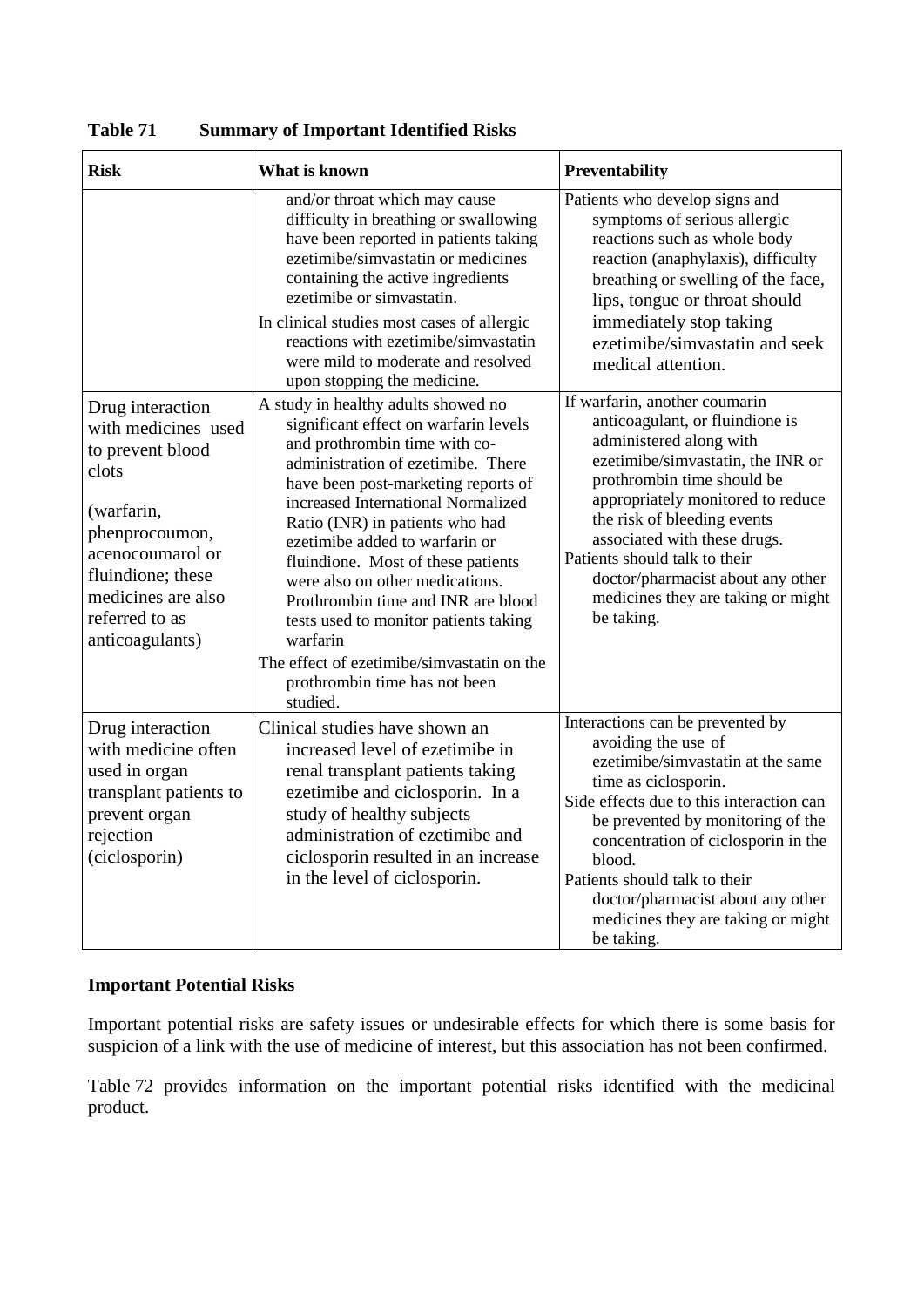**Table 71 Summary of Important Identified Risks**

| Risk | What is known | Preventability |
|---|---|---|
| | and/or throat which may cause difficulty in breathing or swallowing have been reported in patients taking ezetimibe/simvastatin or medicines containing the active ingredients ezetimibe or simvastatin. In clinical studies most cases of allergic reactions with ezetimibe/simvastatin were mild to moderate and resolved upon stopping the medicine. | Patients who develop signs and symptoms of serious allergic reactions such as whole body reaction (anaphylaxis), difficulty breathing or swelling of the face, lips, tongue or throat should immediately stop taking ezetimibe/simvastatin and seek medical attention. |
| Drug interaction with medicines used to prevent blood clots (warfarin, phenprocoumon, acenocoumarol or fluindione; these medicines are also referred to as anticoagulants) | A study in healthy adults showed no significant effect on warfarin levels and prothrombin time with co-administration of ezetimibe. There have been post-marketing reports of increased International Normalized Ratio (INR) in patients who had ezetimibe added to warfarin or fluindione. Most of these patients were also on other medications. Prothrombin time and INR are blood tests used to monitor patients taking warfarin The effect of ezetimibe/simvastatin on the prothrombin time has not been studied. | If warfarin, another coumarin anticoagulant, or fluindione is administered along with ezetimibe/simvastatin, the INR or prothrombin time should be appropriately monitored to reduce the risk of bleeding events associated with these drugs. Patients should talk to their doctor/pharmacist about any other medicines they are taking or might be taking. |
| Drug interaction with medicine often used in organ transplant patients to prevent organ rejection (ciclosporin) | Clinical studies have shown an increased level of ezetimibe in renal transplant patients taking ezetimibe and ciclosporin. In a study of healthy subjects administration of ezetimibe and ciclosporin resulted in an increase in the level of ciclosporin. | Interactions can be prevented by avoiding the use of ezetimibe/simvastatin at the same time as ciclosporin. Side effects due to this interaction can be prevented by monitoring of the concentration of ciclosporin in the blood. Patients should talk to their doctor/pharmacist about any other medicines they are taking or might be taking. |

**Important Potential Risks**

Important potential risks are safety issues or undesirable effects for which there is some basis for suspicion of a link with the use of medicine of interest, but this association has not been confirmed.

Table 72 provides information on the important potential risks identified with the medicinal product.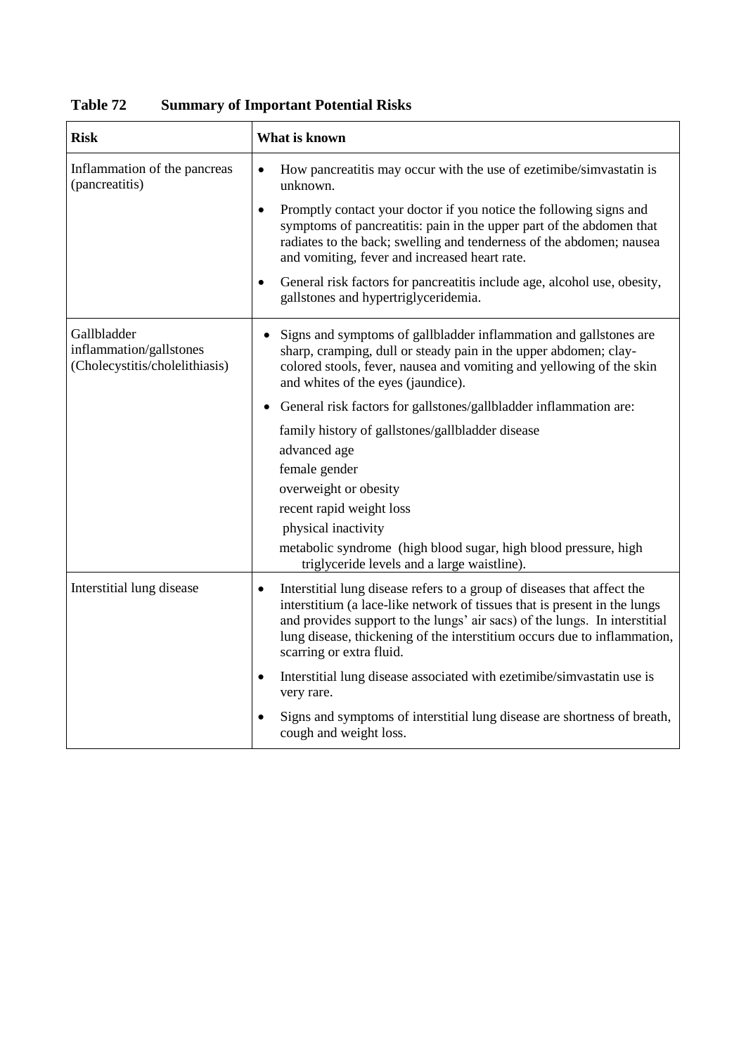**Table 72 Summary of Important Potential Risks**

| Risk | What is known |
|---|---|
| Inflammation of the pancreas (pancreatitis) | • How pancreatitis may occur with the use of ezetimibe/simvastatin is unknown.<br>• Promptly contact your doctor if you notice the following signs and symptoms of pancreatitis: pain in the upper part of the abdomen that radiates to the back; swelling and tenderness of the abdomen; nausea and vomiting, fever and increased heart rate.<br>• General risk factors for pancreatitis include age, alcohol use, obesity, gallstones and hypertriglyceridemia. |
| Gallbladder inflammation/gallstones (Cholecystitis/cholelithiasis) | • Signs and symptoms of gallbladder inflammation and gallstones are sharp, cramping, dull or steady pain in the upper abdomen; clay-colored stools, fever, nausea and vomiting and yellowing of the skin and whites of the eyes (jaundice).<br>• General risk factors for gallstones/gallbladder inflammation are:<br>family history of gallstones/gallbladder disease<br>advanced age<br>female gender<br>overweight or obesity<br>recent rapid weight loss<br>physical inactivity<br>metabolic syndrome (high blood sugar, high blood pressure, high triglyceride levels and a large waistline). |
| Interstitial lung disease | • Interstitial lung disease refers to a group of diseases that affect the interstitium (a lace-like network of tissues that is present in the lungs and provides support to the lungs' air sacs) of the lungs. In interstitial lung disease, thickening of the interstitium occurs due to inflammation, scarring or extra fluid.<br>• Interstitial lung disease associated with ezetimibe/simvastatin use is very rare.<br>• Signs and symptoms of interstitial lung disease are shortness of breath, cough and weight loss. |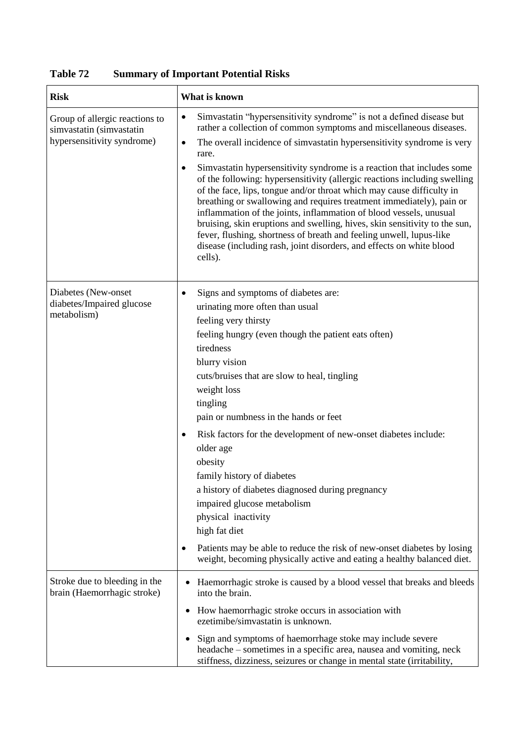**Table 72 Summary of Important Potential Risks**

| Risk | What is known |
|---|---|
| Group of allergic reactions to simvastatin (simvastatin hypersensitivity syndrome) | • Simvastatin "hypersensitivity syndrome" is not a defined disease but rather a collection of common symptoms and miscellaneous diseases.<br>• The overall incidence of simvastatin hypersensitivity syndrome is very rare.<br>• Simvastatin hypersensitivity syndrome is a reaction that includes some of the following: hypersensitivity (allergic reactions including swelling of the face, lips, tongue and/or throat which may cause difficulty in breathing or swallowing and requires treatment immediately), pain or inflammation of the joints, inflammation of blood vessels, unusual bruising, skin eruptions and swelling, hives, skin sensitivity to the sun, fever, flushing, shortness of breath and feeling unwell, lupus-like disease (including rash, joint disorders, and effects on white blood cells). |
| Diabetes (New-onset diabetes/Impaired glucose metabolism) | • Signs and symptoms of diabetes are:<br>urinating more often than usual<br>feeling very thirsty<br>feeling hungry (even though the patient eats often)<br>tiredness<br>blurry vision<br>cuts/bruises that are slow to heal, tingling<br>weight loss<br>tingling<br>pain or numbness in the hands or feet<br>• Risk factors for the development of new-onset diabetes include:<br>older age<br>obesity<br>family history of diabetes<br>a history of diabetes diagnosed during pregnancy<br>impaired glucose metabolism<br>physical inactivity<br>high fat diet<br>• Patients may be able to reduce the risk of new-onset diabetes by losing weight, becoming physically active and eating a healthy balanced diet. |
| Stroke due to bleeding in the brain (Haemorrhagic stroke) | • Haemorrhagic stroke is caused by a blood vessel that breaks and bleeds into the brain.<br>• How haemorrhagic stroke occurs in association with ezetimibe/simvastatin is unknown.<br>• Sign and symptoms of haemorrhage stoke may include severe headache – sometimes in a specific area, nausea and vomiting, neck stiffness, dizziness, seizures or change in mental state (irritability, |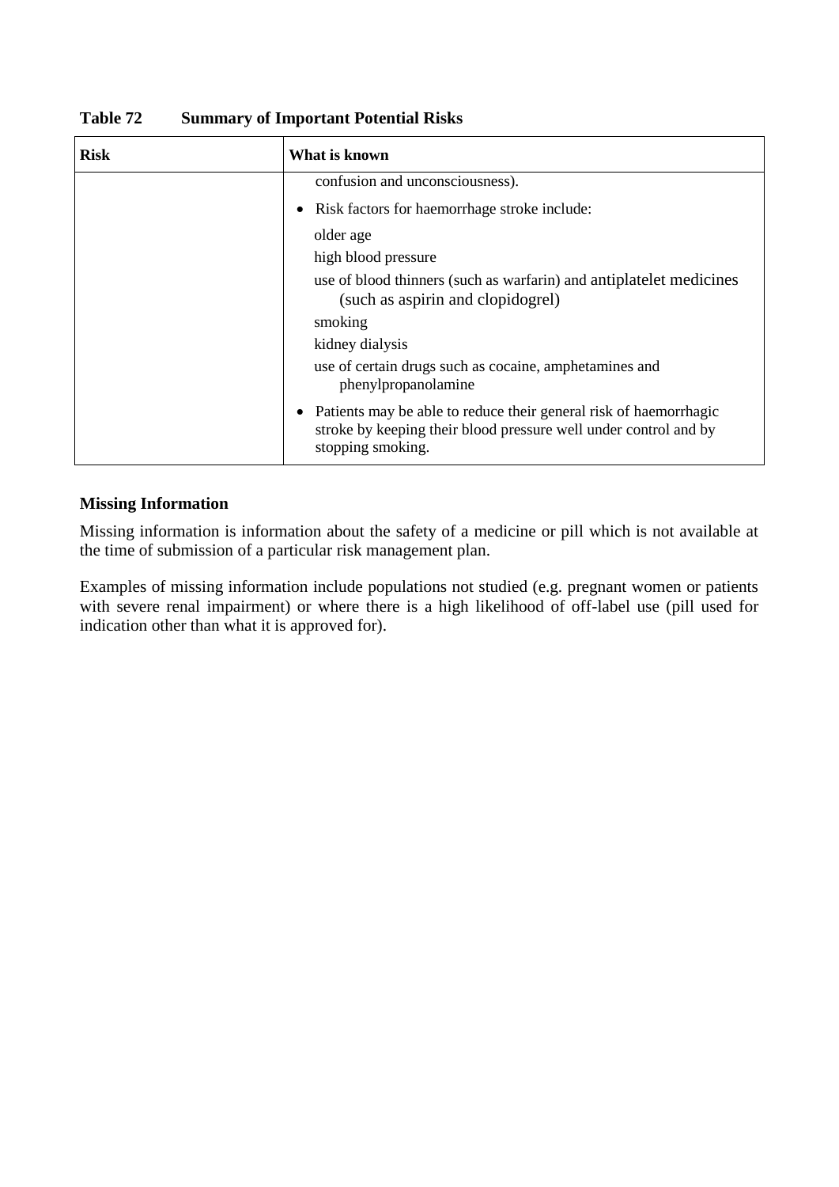**Table 72 Summary of Important Potential Risks**

| Risk | What is known |
| --- | --- |
| | confusion and unconsciousness).<br>• Risk factors for haemorrhage stroke include:<br>older age<br>high blood pressure<br>use of blood thinners (such as warfarin) and antiplatelet medicines (such as aspirin and clopidogrel)<br>smoking<br>kidney dialysis<br>use of certain drugs such as cocaine, amphetamines and phenylpropanolamine<br>• Patients may be able to reduce their general risk of haemorrhagic stroke by keeping their blood pressure well under control and by stopping smoking. |

**Missing Information**

Missing information is information about the safety of a medicine or pill which is not available at the time of submission of a particular risk management plan.

Examples of missing information include populations not studied (e.g. pregnant women or patients with severe renal impairment) or where there is a high likelihood of off-label use (pill used for indication other than what it is approved for).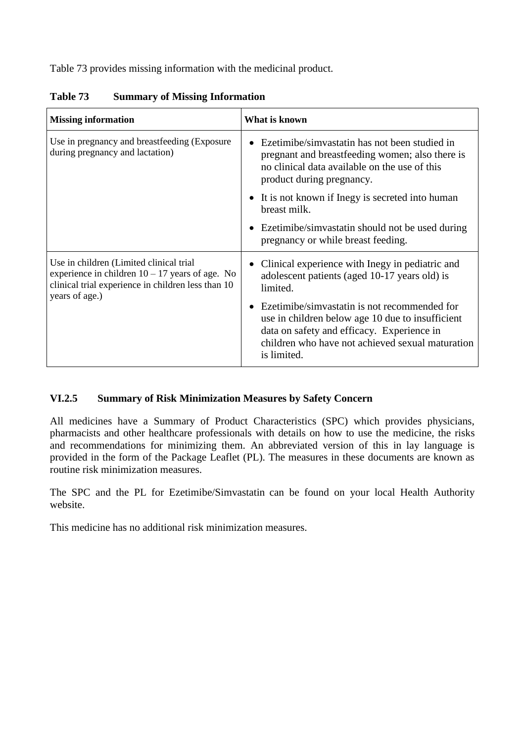Table 73 provides missing information with the medicinal product.

**Table 73 Summary of Missing Information**

| Missing information | What is known |
|---|---|
| Use in pregnancy and breastfeeding (Exposure during pregnancy and lactation) | • Ezetimibe/simvastatin has not been studied in pregnant and breastfeeding women; also there is no clinical data available on the use of this product during pregnancy.<br>• It is not known if Inegy is secreted into human breast milk.<br>• Ezetimibe/simvastatin should not be used during pregnancy or while breast feeding. |
| Use in children (Limited clinical trial experience in children 10 – 17 years of age. No clinical trial experience in children less than 10 years of age.) | • Clinical experience with Inegy in pediatric and adolescent patients (aged 10-17 years old) is limited.<br>• Ezetimibe/simvastatin is not recommended for use in children below age 10 due to insufficient data on safety and efficacy. Experience in children who have not achieved sexual maturation is limited. |

### VI.2.5 Summary of Risk Minimization Measures by Safety Concern

All medicines have a Summary of Product Characteristics (SPC) which provides physicians, pharmacists and other healthcare professionals with details on how to use the medicine, the risks and recommendations for minimizing them. An abbreviated version of this in lay language is provided in the form of the Package Leaflet (PL). The measures in these documents are known as routine risk minimization measures.

The SPC and the PL for Ezetimibe/Simvastatin can be found on your local Health Authority website.

This medicine has no additional risk minimization measures.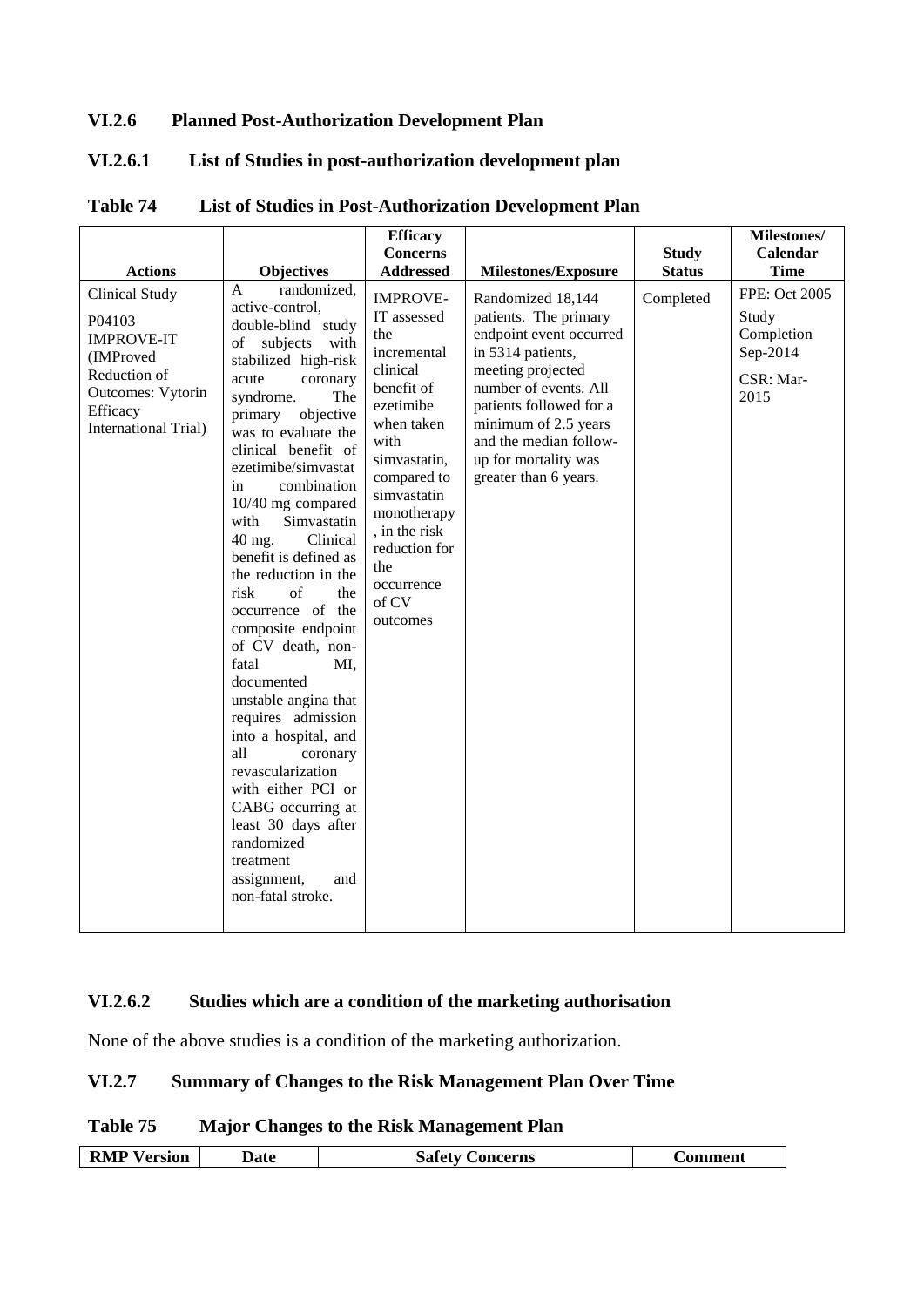### VI.2.6 Planned Post-Authorization Development Plan

#### VI.2.6.1 List of Studies in post-authorization development plan

**Table 74 List of Studies in Post-Authorization Development Plan**

| Actions | Objectives | Efficacy Concerns Addressed | Milestones/Exposure | Study Status | Milestones/ Calendar Time |
|---|---|---|---|---|---|
| Clinical Study<br><br>P04103 IMPROVE-IT (IMProved Reduction of Outcomes: Vytorin Efficacy International Trial) | A randomized, active-control, double-blind study of subjects with stabilized high-risk acute coronary syndrome. The primary objective was to evaluate the clinical benefit of ezetimibe/simvastat in combination 10/40 mg compared with Simvastatin 40 mg. Clinical benefit is defined as the reduction in the risk of the occurrence of the composite endpoint of CV death, non-fatal MI, documented unstable angina that requires admission into a hospital, and all coronary revascularization with either PCI or CABG occurring at least 30 days after randomized treatment assignment, and non-fatal stroke. | IMPROVE-IT assessed the incremental clinical benefit of ezetimibe when taken with simvastatin, compared to simvastatin monotherapy, in the risk reduction for the occurrence of CV outcomes | Randomized 18,144 patients. The primary endpoint event occurred in 5314 patients, meeting projected number of events. All patients followed for a minimum of 2.5 years and the median follow-up for mortality was greater than 6 years. | Completed | FPE: Oct 2005<br><br>Study Completion Sep-2014<br><br>CSR: Mar-2015 |

#### VI.2.6.2 Studies which are a condition of the marketing authorisation

None of the above studies is a condition of the marketing authorization.

### VI.2.7 Summary of Changes to the Risk Management Plan Over Time

**Table 75 Major Changes to the Risk Management Plan**

| RMP Version | Date | Safety Concerns | Comment |
|---|---|---|---|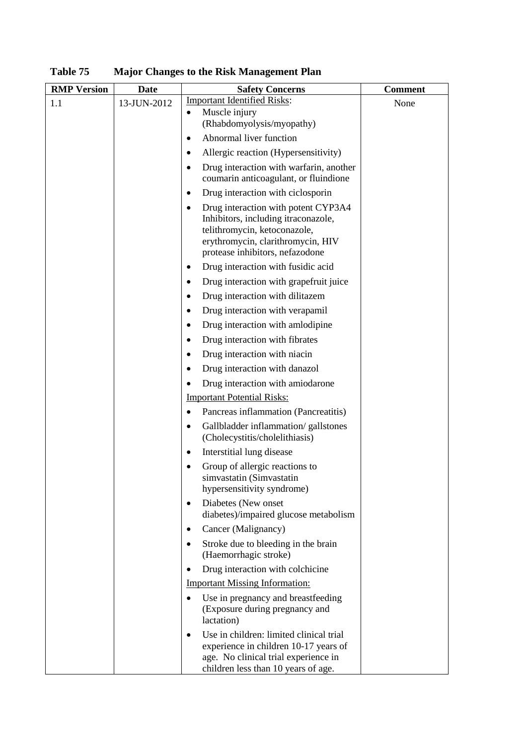**Table 75 Major Changes to the Risk Management Plan**

| RMP Version | Date | Safety Concerns | Comment |
|---|---|---|---|
| 1.1 | 13-JUN-2012 | Important Identified Risks:<br>• Muscle injury (Rhabdomyolysis/myopathy)<br>• Abnormal liver function<br>• Allergic reaction (Hypersensitivity)<br>• Drug interaction with warfarin, another coumarin anticoagulant, or fluindione<br>• Drug interaction with ciclosporin<br>• Drug interaction with potent CYP3A4 Inhibitors, including itraconazole, telithromycin, ketoconazole, erythromycin, clarithromycin, HIV protease inhibitors, nefazodone<br>• Drug interaction with fusidic acid<br>• Drug interaction with grapefruit juice<br>• Drug interaction with dilitazem<br>• Drug interaction with verapamil<br>• Drug interaction with amlodipine<br>• Drug interaction with fibrates<br>• Drug interaction with niacin<br>• Drug interaction with danazol<br>• Drug interaction with amiodarone<br>Important Potential Risks:<br>• Pancreas inflammation (Pancreatitis)<br>• Gallbladder inflammation/ gallstones (Cholecystitis/cholelithiasis)<br>• Interstitial lung disease<br>• Group of allergic reactions to simvastatin (Simvastatin hypersensitivity syndrome)<br>• Diabetes (New onset diabetes)/impaired glucose metabolism<br>• Cancer (Malignancy)<br>• Stroke due to bleeding in the brain (Haemorrhagic stroke)<br>• Drug interaction with colchicine<br>Important Missing Information:<br>• Use in pregnancy and breastfeeding (Exposure during pregnancy and lactation)<br>• Use in children: limited clinical trial experience in children 10-17 years of age. No clinical trial experience in children less than 10 years of age. | None |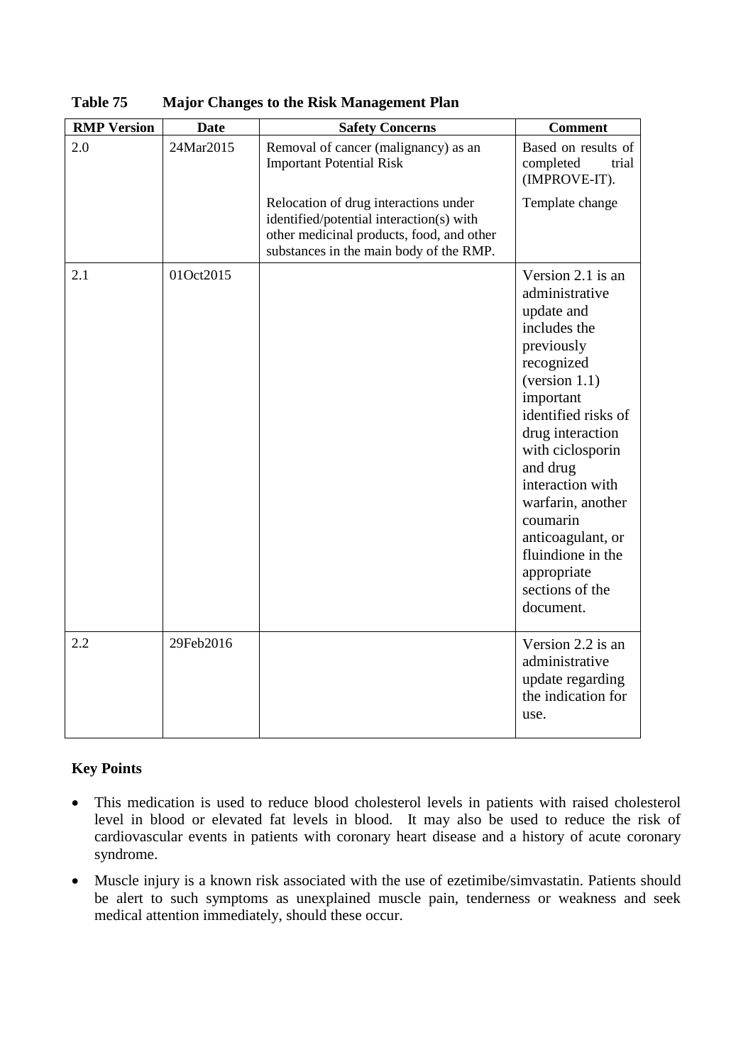**Table 75 Major Changes to the Risk Management Plan**

| RMP Version | Date | Safety Concerns | Comment |
|---|---|---|---|
| 2.0 | 24Mar2015 | Removal of cancer (malignancy) as an Important Potential Risk | Based on results of completed trial (IMPROVE-IT). |
| | | Relocation of drug interactions under identified/potential interaction(s) with other medicinal products, food, and other substances in the main body of the RMP. | Template change |
| 2.1 | 01Oct2015 | | Version 2.1 is an administrative update and includes the previously recognized (version 1.1) important identified risks of drug interaction with ciclosporin and drug interaction with warfarin, another coumarin anticoagulant, or fluindione in the appropriate sections of the document. |
| 2.2 | 29Feb2016 | | Version 2.2 is an administrative update regarding the indication for use. |

**Key Points**

- This medication is used to reduce blood cholesterol levels in patients with raised cholesterol level in blood or elevated fat levels in blood. It may also be used to reduce the risk of cardiovascular events in patients with coronary heart disease and a history of acute coronary syndrome.
- Muscle injury is a known risk associated with the use of ezetimibe/simvastatin. Patients should be alert to such symptoms as unexplained muscle pain, tenderness or weakness and seek medical attention immediately, should these occur.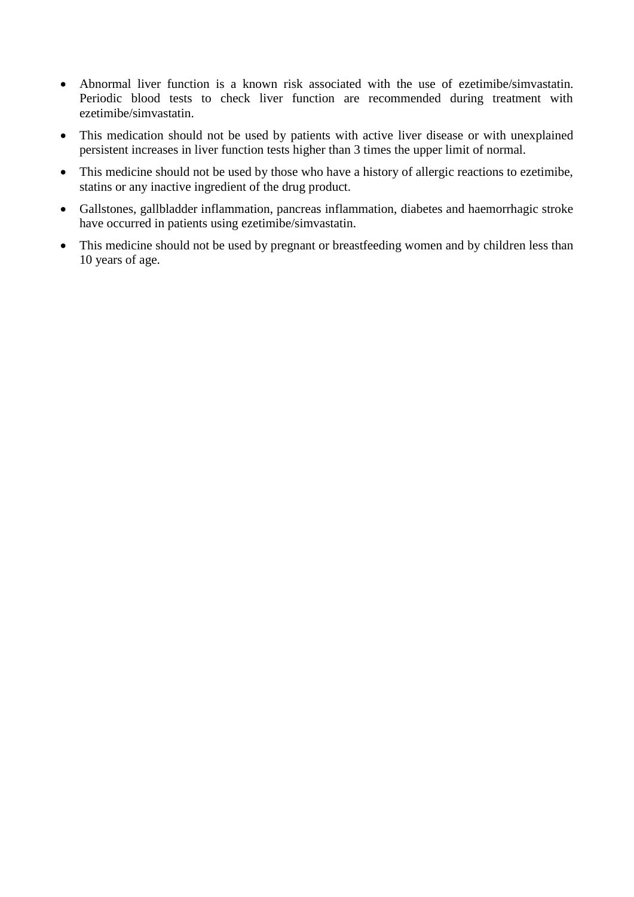- Abnormal liver function is a known risk associated with the use of ezetimibe/simvastatin. Periodic blood tests to check liver function are recommended during treatment with ezetimibe/simvastatin.
- This medication should not be used by patients with active liver disease or with unexplained persistent increases in liver function tests higher than 3 times the upper limit of normal.
- This medicine should not be used by those who have a history of allergic reactions to ezetimibe, statins or any inactive ingredient of the drug product.
- Gallstones, gallbladder inflammation, pancreas inflammation, diabetes and haemorrhagic stroke have occurred in patients using ezetimibe/simvastatin.
- This medicine should not be used by pregnant or breastfeeding women and by children less than 10 years of age.